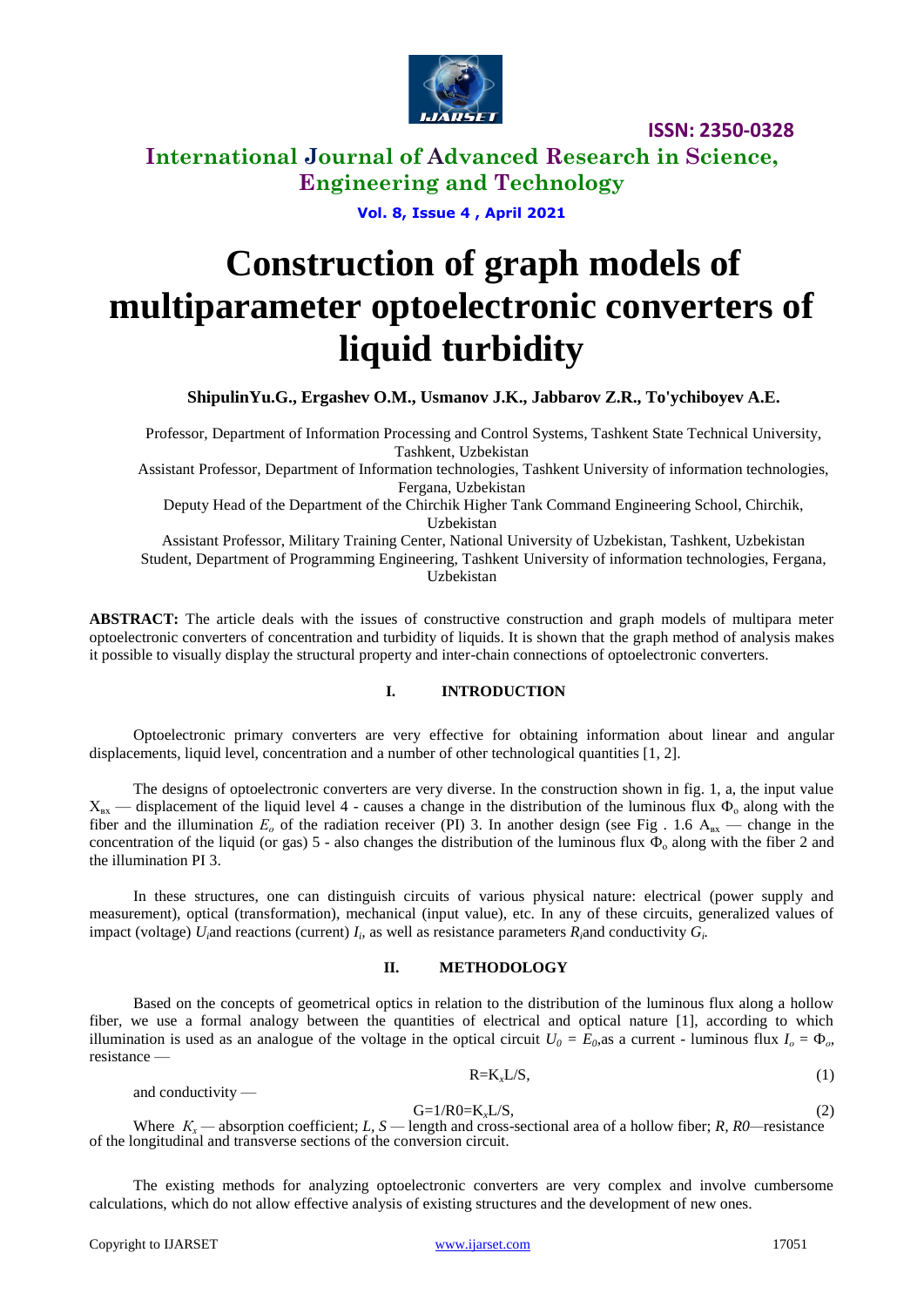# Construction of graph models of multiparameter optoelectronic converters of liquid turbidity

**ShipulinYu.G., Ergashev O.M., Usmanov J.K., Jabbarov Z.R., To'ychiboyev A.E.**

Professor, Department of Information Processing and Control Systems, Tashkent State Technical University, Tashkent, Uzbekistan

Assistant Professor, Department of Information technologies, Tashkent University of information technologies, Fergana, Uzbekistan

Deputy Head of the Department of the Chirchik Higher Tank Command Engineering School, Chirchik, Uzbekistan

Assistant Professor, Military Training Center, National University of Uzbekistan, Tashkent, Uzbekistan

Student, Department of Programming Engineering, Tashkent University of information technologies, Fergana, Uzbekistan

**ABSTRACT:** The article deals with the issues of constructive construction and graph models of multipara meter optoelectronic converters of concentration and turbidity of liquids. It is shown that the graph method of analysis makes it possible to visually display the structural property and inter-chain connections of optoelectronic converters.

## I. INTRODUCTION

Optoelectronic primary converters are very effective for obtaining information about linear and angular displacements, liquid level, concentration and a number of other technological quantities [1, 2].

The designs of optoelectronic converters are very diverse. In the construction shown in fig. 1, a, the input value $X_{вх}$ — displacement of the liquid level 4 - causes a change in the distribution of the luminous flux $\Phi_o$ along with the fiber and the illumination $E_o$ of the radiation receiver (PI) 3. In another design (see Fig . 1.6 $A_{вх}$ — change in the concentration of the liquid (or gas) 5 - also changes the distribution of the luminous flux $\Phi_o$ along with the fiber 2 and the illumination PI 3.

In these structures, one can distinguish circuits of various physical nature: electrical (power supply and measurement), optical (transformation), mechanical (input value), etc. In any of these circuits, generalized values of impact (voltage) $U_i$ and reactions (current) $I_i$, as well as resistance parameters $R_i$ and conductivity $G_i$.

## II. METHODOLOGY

Based on the concepts of geometrical optics in relation to the distribution of the luminous flux along a hollow fiber, we use a formal analogy between the quantities of electrical and optical nature [1], according to which illumination is used as an analogue of the voltage in the optical circuit $U_0 = E_0$, as a current - luminous flux $I_o = \Phi_o$, resistance —

$$R=K_xL/S, \quad (1)$$

and conductivity —

$$G=1/R0=K_xL/S, \quad (2)$$

Where $K_x$ — absorption coefficient; $L$, $S$ — length and cross-sectional area of a hollow fiber; $R$, $R0$—resistance of the longitudinal and transverse sections of the conversion circuit.

The existing methods for analyzing optoelectronic converters are very complex and involve cumbersome calculations, which do not allow effective analysis of existing structures and the development of new ones.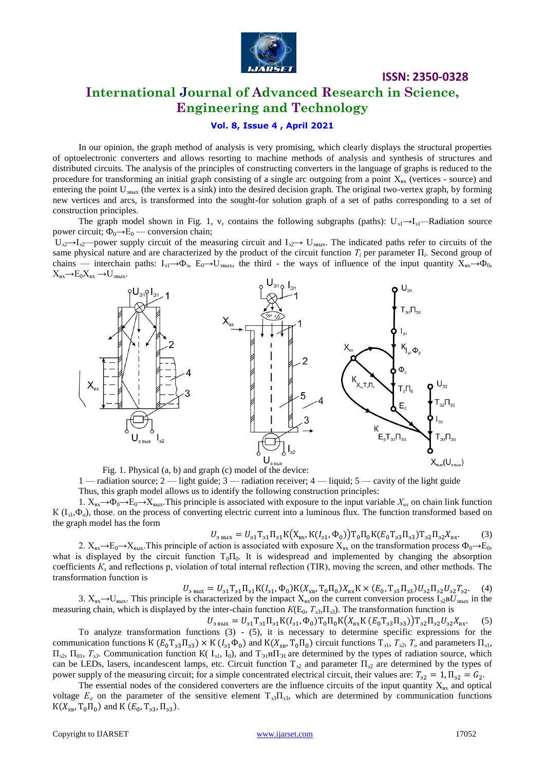In our opinion, the graph method of analysis is very promising, which clearly displays the structural properties of optoelectronic converters and allows resorting to machine methods of analysis and synthesis of structures and distributed circuits. The analysis of the principles of constructing converters in the language of graphs is reduced to the procedure for transforming an initial graph consisting of a single arc outgoing from a point $X_{вх}$ (vertices - source) and entering the point $U_{эвых}$ (the vertex is a sink) into the desired decision graph. The original two-vertex graph, by forming new vertices and arcs, is transformed into the sought-for solution graph of a set of paths corresponding to a set of construction principles.

The graph model shown in Fig. 1, v, contains the following subgraphs (paths): $U_{э1}\rightarrow I_{э1}$—Radiation source power circuit; $Ф_0\rightarrow E_0$ — conversion chain;

$U_{э2}\rightarrow I_{э2}$—power supply circuit of the measuring circuit and $I_{э2}\rightarrow U_{эвых}$. The indicated paths refer to circuits of the same physical nature and are characterized by the product of the circuit function $T_i$ per parameter $П_i$. Second group of chains — interchain paths: $I_{э1}\rightarrow Ф_э$, $E_0\rightarrow U_{эвых}$, the third - the ways of influence of the input quantity $X_{вх}\rightarrow Ф_0$, $X_{вх}\rightarrow E_0X_{вх}\rightarrow U_{эвых}$.

Fig. 1. Physical (a, b) and graph (c) model of the device:

1 — radiation source; 2 — light guide; 3 — radiation receiver; 4 — liquid; 5 — cavity of the light guide

Thus, this graph model allows us to identify the following construction principles:

1. $X_{вх}\rightarrow Ф_0\rightarrow E_0\rightarrow X_{вых}$. This principle is associated with exposure to the input variable $X_{вх}$ on chain link function $K(I_{э1},Ф_o)$, those. on the process of converting electric current into a luminous flux. The function transformed based on the graph model has the form

$$U_{э\ вых} = U_{э1}T_{э1}П_{э1}K\big(X_{вх}, K(I_{э1}, Ф_0)\big)T_0П_0K(E_0T_{э3}П_{э3})T_{э2}П_{э2}X_{вх}. \quad (3)$$

2. $X_{вх}\rightarrow E_0\rightarrow X_{вых}$. This principle of action is associated with exposure $X_{вх}$ on the transformation process $Ф_0\rightarrow E_0$, what is displayed by the circuit function $T_0П_0$. It is widespread and implemented by changing the absorption coefficients $K_x$ and reflections р, violation of total internal reflection (TIR), moving the screen, and other methods. The transformation function is

$$U_{э\ вых} = U_{э1}T_{э1}П_{э1}K(I_{э1}, Ф_0)K(X_{хв}, T_0П_0)X_{вх}K \times (E_0, T_{э3}П_{э3})U_{э2}П_{э2}U_{э2}T_{э2}. \quad (4)$$

3. $X_{вх}\rightarrow U_{вых}$. This principle is characterized by the impact $X_{вх}$ on the current conversion process $I_{э2}вU_{эвых}$ in the measuring chain, which is displayed by the inter-chain function $K(E_0, T_{э3},П_{э3})$. The transformation function is

$$U_{э\ вых} = U_{э1}T_{э1}П_{э1}K(I_{э1}, Ф_0)T_0П_0K\big(X_{вх}K\,(E_0T_{э3}П_{э3})\big)T_{э2}П_{э2}U_{э2}X_{вх}. \quad (5)$$

To analyze transformation functions (3) - (5), it is necessary to determine specific expressions for the communication functions $K\,(E_0T_{э3}П_{э3}) \times K\,(I_{э1}Ф_0)$ and $K(X_{хв}, T_0П_0)$ circuit functions $T_{э1}$, $T_{э2}$, $T_o$ and parameters $П_{э1}$, $П_{э2}$, $П_{01}$, $T_{э3}$. Communication function $K(\ I_{э1}, I_0)$, and $T_{Э1}$и$П_{Э1}$ are determined by the types of radiation source, which can be LEDs, lasers, incandescent lamps, etc. Circuit function $T_{э2}$ and parameter $П_{э2}$ are determined by the types of power supply of the measuring circuit; for a simple concentrated electrical circuit, their values are: $T_{э2} = 1, П_{э2} = G_2$.

The essential nodes of the considered converters are the influence circuits of the input quantity $X_{вх}$ and optical voltage $E_o$ on the parameter of the sensitive element $T_{э3}П_{э3}$, which are determined by communication functions $K(X_{хв}, T_0П_0)$ and $K\,(E_0, T_{э3}, П_{э3})$.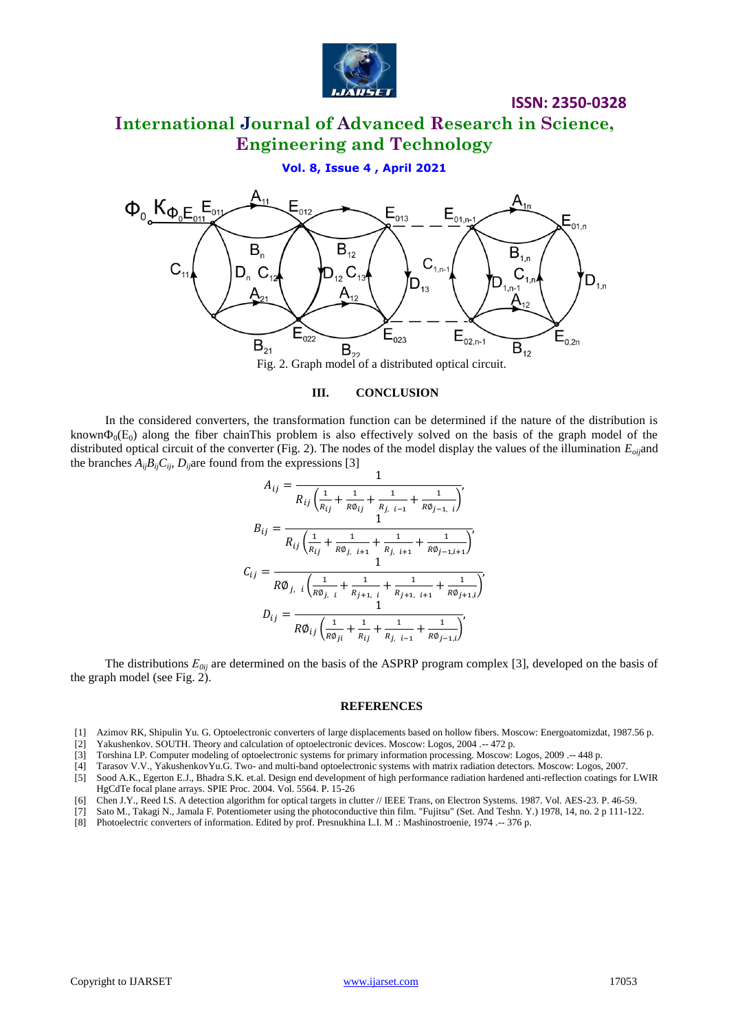Φ0 KΦ0E011 A11 E012 E013 E01,n-1 A1n E01,n

C11 Bn Dn C12 B12 D12 C13 D13 C1,n-1 B1,n D1,n-1 C1,n D1,n

A21 A12 A12

B21 E022 B22 E023 E02,n-1 B12 E0,2n

Fig. 2. Graph model of a distributed optical circuit.

## III. CONCLUSION

In the considered converters, the transformation function can be determined if the nature of the distribution is known$\Phi_0(E_0)$ along the fiber chainThis problem is also effectively solved on the basis of the graph model of the distributed optical circuit of the converter (Fig. 2). The nodes of the model display the values of the illumination $E_{oij}$and the branches $A_{ij}B_{ij}C_{ij}$, $D_{ij}$are found from the expressions [3]

$$A_{ij} = \frac{1}{R_{ij}\left(\frac{1}{R_{ij}} + \frac{1}{R\emptyset_{ij}} + \frac{1}{R_{j,\ i-1}} + \frac{1}{R\emptyset_{j-1,\ i}}\right)},$$

$$B_{ij} = \frac{1}{R_{ij}\left(\frac{1}{R_{ij}} + \frac{1}{R\emptyset_{j,\ i+1}} + \frac{1}{R_{j,\ i+1}} + \frac{1}{R\emptyset_{j-1,i+1}}\right)},$$

$$C_{ij} = \frac{1}{R\emptyset_{j,\ i}\left(\frac{1}{R\emptyset_{j,\ i}} + \frac{1}{R_{j+1,\ i}} + \frac{1}{R_{j+1,\ i+1}} + \frac{1}{R\emptyset_{j+1,i}}\right)},$$

$$D_{ij} = \frac{1}{R\emptyset_{ij}\left(\frac{1}{R\emptyset_{ji}} + \frac{1}{R_{ij}} + \frac{1}{R_{j,\ i-1}} + \frac{1}{R\emptyset_{j-1,i}}\right)},$$

The distributions $E_{0ij}$ are determined on the basis of the ASPRP program complex [3], developed on the basis of the graph model (see Fig. 2).

## REFERENCES

[1] Azimov RK, Shipulin Yu. G. Optoelectronic converters of large displacements based on hollow fibers. Moscow: Energoatomizdat, 1987.56 p.

[2] Yakushenkov. SOUTH. Theory and calculation of optoelectronic devices. Moscow: Logos, 2004 .-- 472 p.

[3] Torshina I.P. Computer modeling of optoelectronic systems for primary information processing. Moscow: Logos, 2009 .-- 448 p.

[4] Tarasov V.V., YakushenkovYu.G. Two- and multi-band optoelectronic systems with matrix radiation detectors. Moscow: Logos, 2007.

[5] Sood A.K., Egerton E.J., Bhadra S.K. et.al. Design end development of high performance radiation hardened anti-reflection coatings for LWIR HgCdTe focal plane arrays. SPIE Proc. 2004. Vol. 5564. P. 15-26

[6] Chen J.Y., Reed I.S. A detection algorithm for optical targets in clutter // IEEE Trans, on Electron Systems. 1987. Vol. AES-23. P. 46-59.

[7] Sato M., Takagi N., Jamala F. Potentiometer using the photoconductive thin film. "Fujitsu" (Set. And Teshn. Y.) 1978, 14, no. 2 p 111-122.

[8] Photoelectric converters of information. Edited by prof. Presnukhina L.I. M .: Mashinostroenie, 1974 .-- 376 p.